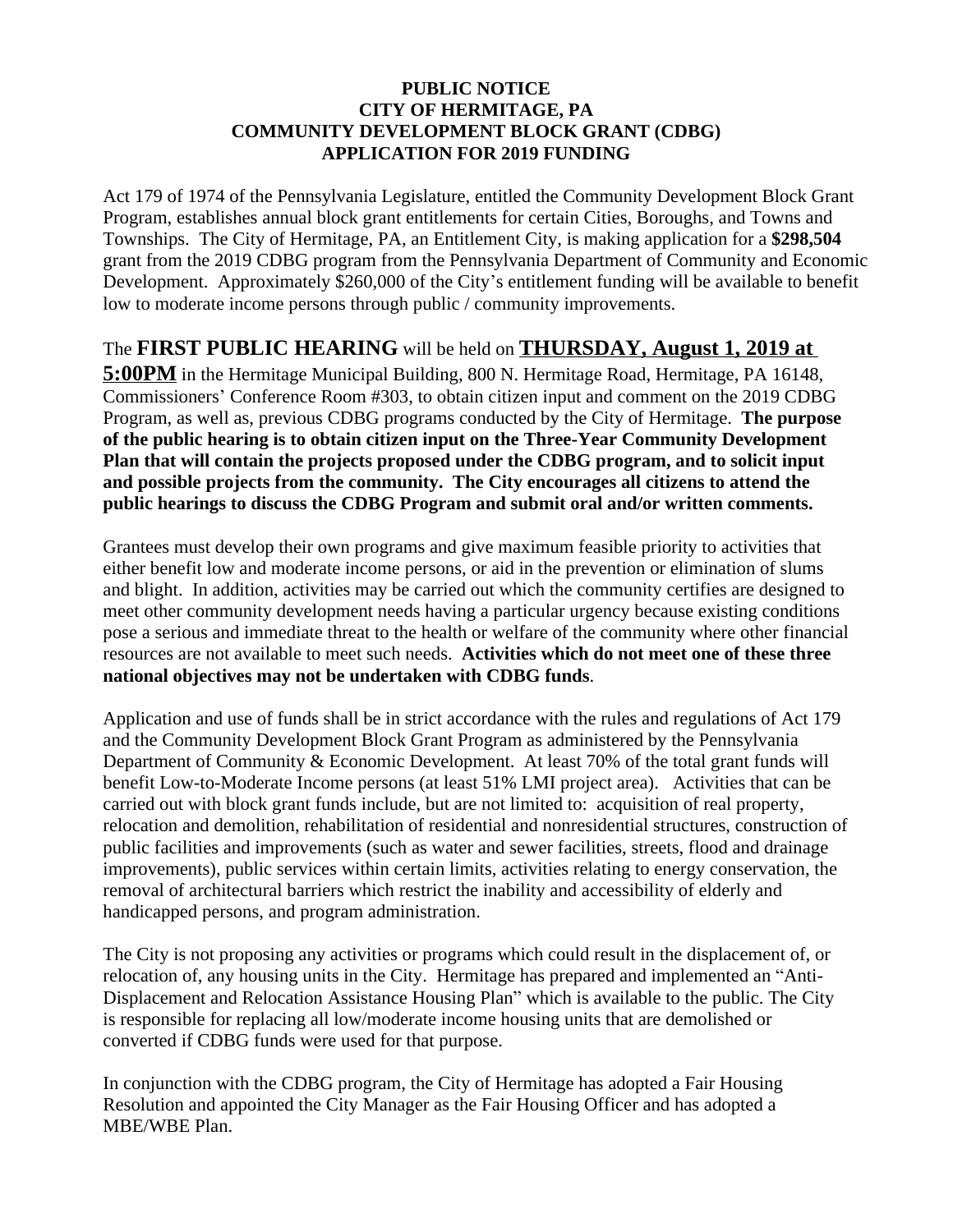# PUBLIC NOTICE
# CITY OF HERMITAGE, PA
# COMMUNITY DEVELOPMENT BLOCK GRANT (CDBG)
# APPLICATION FOR 2019 FUNDING

Act 179 of 1974 of the Pennsylvania Legislature, entitled the Community Development Block Grant Program, establishes annual block grant entitlements for certain Cities, Boroughs, and Towns and Townships. The City of Hermitage, PA, an Entitlement City, is making application for a **$298,504** grant from the 2019 CDBG program from the Pennsylvania Department of Community and Economic Development. Approximately $260,000 of the City's entitlement funding will be available to benefit low to moderate income persons through public / community improvements.

The **FIRST PUBLIC HEARING** will be held on **THURSDAY, August 1, 2019 at 5:00PM** in the Hermitage Municipal Building, 800 N. Hermitage Road, Hermitage, PA 16148, Commissioners' Conference Room #303, to obtain citizen input and comment on the 2019 CDBG Program, as well as, previous CDBG programs conducted by the City of Hermitage. **The purpose of the public hearing is to obtain citizen input on the Three-Year Community Development Plan that will contain the projects proposed under the CDBG program, and to solicit input and possible projects from the community. The City encourages all citizens to attend the public hearings to discuss the CDBG Program and submit oral and/or written comments.**

Grantees must develop their own programs and give maximum feasible priority to activities that either benefit low and moderate income persons, or aid in the prevention or elimination of slums and blight. In addition, activities may be carried out which the community certifies are designed to meet other community development needs having a particular urgency because existing conditions pose a serious and immediate threat to the health or welfare of the community where other financial resources are not available to meet such needs. **Activities which do not meet one of these three national objectives may not be undertaken with CDBG funds**.

Application and use of funds shall be in strict accordance with the rules and regulations of Act 179 and the Community Development Block Grant Program as administered by the Pennsylvania Department of Community & Economic Development. At least 70% of the total grant funds will benefit Low-to-Moderate Income persons (at least 51% LMI project area). Activities that can be carried out with block grant funds include, but are not limited to: acquisition of real property, relocation and demolition, rehabilitation of residential and nonresidential structures, construction of public facilities and improvements (such as water and sewer facilities, streets, flood and drainage improvements), public services within certain limits, activities relating to energy conservation, the removal of architectural barriers which restrict the inability and accessibility of elderly and handicapped persons, and program administration.

The City is not proposing any activities or programs which could result in the displacement of, or relocation of, any housing units in the City. Hermitage has prepared and implemented an "Anti-Displacement and Relocation Assistance Housing Plan" which is available to the public. The City is responsible for replacing all low/moderate income housing units that are demolished or converted if CDBG funds were used for that purpose.

In conjunction with the CDBG program, the City of Hermitage has adopted a Fair Housing Resolution and appointed the City Manager as the Fair Housing Officer and has adopted a MBE/WBE Plan.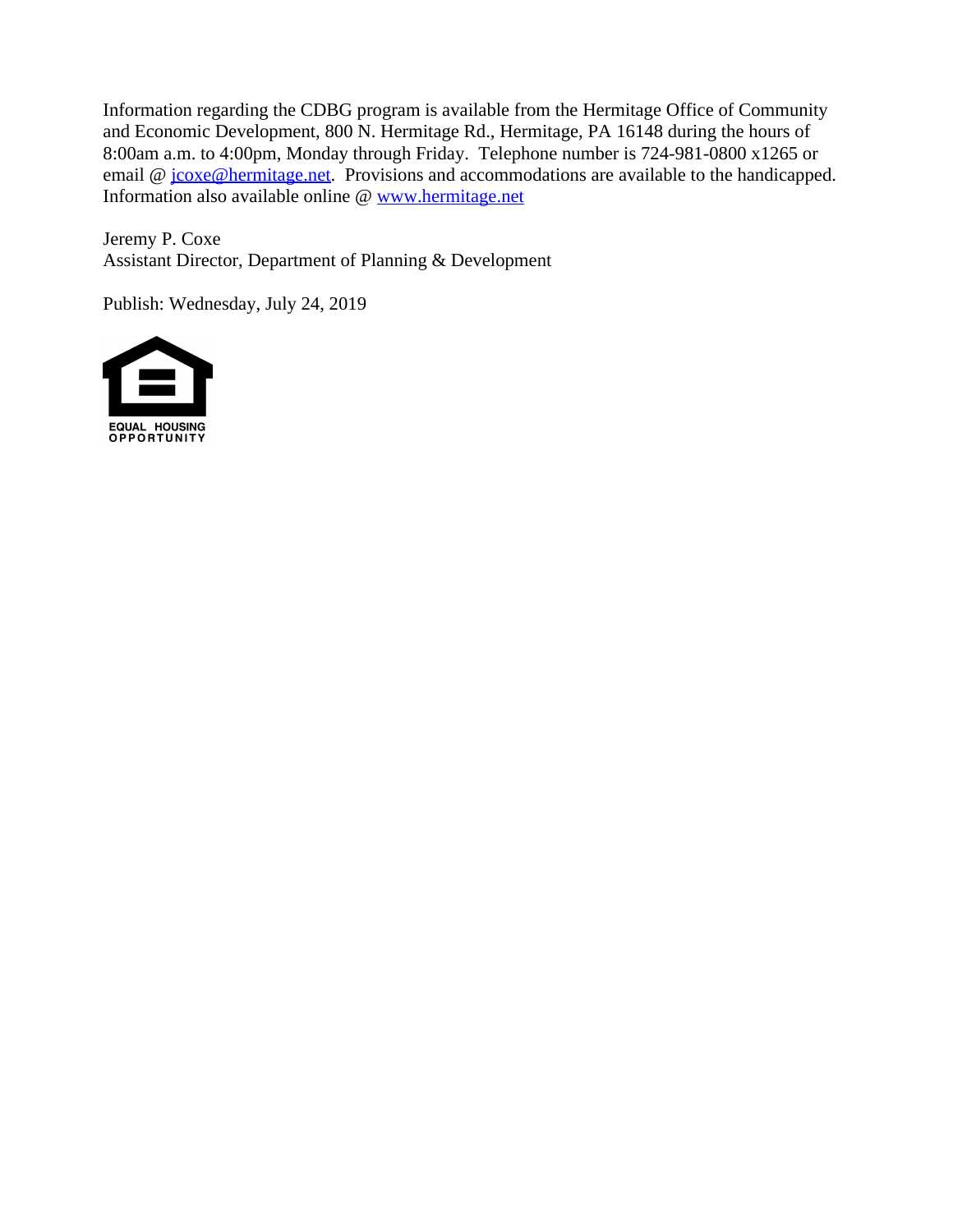Information regarding the CDBG program is available from the Hermitage Office of Community and Economic Development, 800 N. Hermitage Rd., Hermitage, PA 16148 during the hours of 8:00am a.m. to 4:00pm, Monday through Friday. Telephone number is 724-981-0800 x1265 or email @ jcoxe@hermitage.net. Provisions and accommodations are available to the handicapped. Information also available online @ www.hermitage.net

Jeremy P. Coxe
Assistant Director, Department of Planning & Development

Publish: Wednesday, July 24, 2019

EQUAL HOUSING OPPORTUNITY